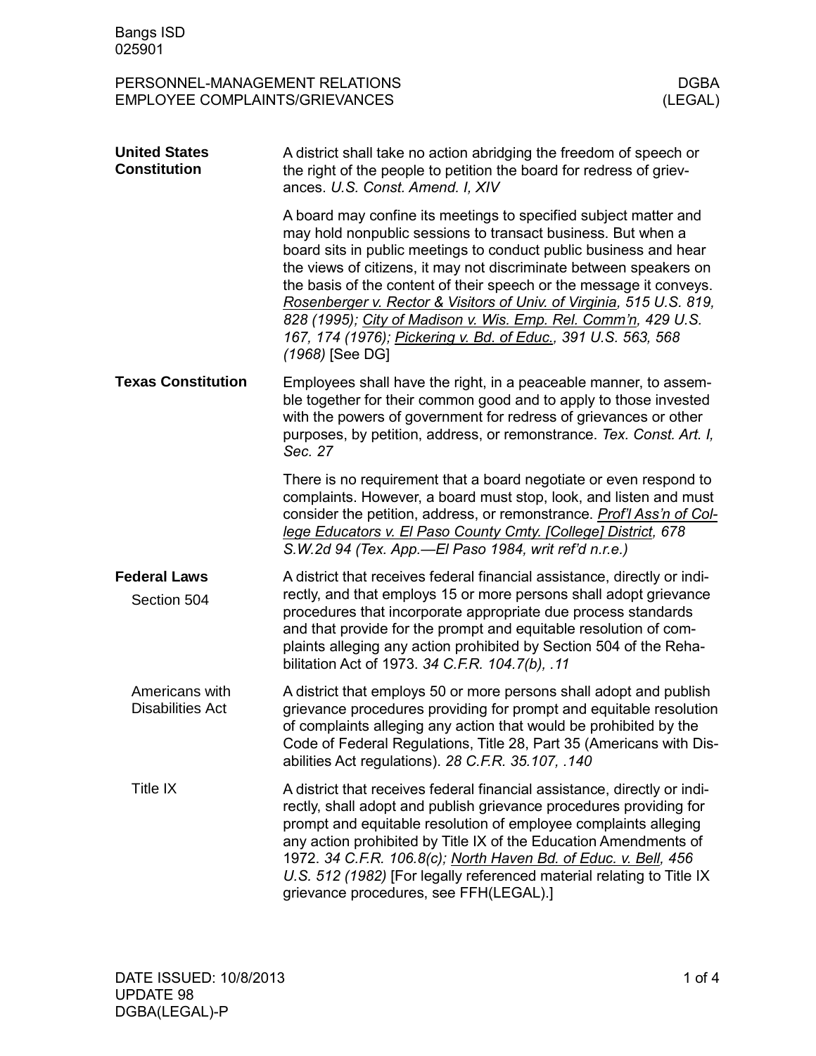Bangs ISD
025901

PERSONNEL-MANAGEMENT RELATIONS
EMPLOYEE COMPLAINTS/GRIEVANCES

DGBA
(LEGAL)

## United States Constitution

A district shall take no action abridging the freedom of speech or the right of the people to petition the board for redress of grievances. *U.S. Const. Amend. I, XIV*

A board may confine its meetings to specified subject matter and may hold nonpublic sessions to transact business. But when a board sits in public meetings to conduct public business and hear the views of citizens, it may not discriminate between speakers on the basis of the content of their speech or the message it conveys. *Rosenberger v. Rector & Visitors of Univ. of Virginia, 515 U.S. 819, 828 (1995); City of Madison v. Wis. Emp. Rel. Comm'n, 429 U.S. 167, 174 (1976); Pickering v. Bd. of Educ., 391 U.S. 563, 568 (1968)* [See DG]

## Texas Constitution

Employees shall have the right, in a peaceable manner, to assemble together for their common good and to apply to those invested with the powers of government for redress of grievances or other purposes, by petition, address, or remonstrance. *Tex. Const. Art. I, Sec. 27*

There is no requirement that a board negotiate or even respond to complaints. However, a board must stop, look, and listen and must consider the petition, address, or remonstrance. *Prof'l Ass'n of College Educators v. El Paso County Cmty. [College] District, 678 S.W.2d 94 (Tex. App.—El Paso 1984, writ ref'd n.r.e.)*

## Federal Laws

### Section 504

A district that receives federal financial assistance, directly or indirectly, and that employs 15 or more persons shall adopt grievance procedures that incorporate appropriate due process standards and that provide for the prompt and equitable resolution of complaints alleging any action prohibited by Section 504 of the Rehabilitation Act of 1973. *34 C.F.R. 104.7(b), .11*

### Americans with Disabilities Act

A district that employs 50 or more persons shall adopt and publish grievance procedures providing for prompt and equitable resolution of complaints alleging any action that would be prohibited by the Code of Federal Regulations, Title 28, Part 35 (Americans with Disabilities Act regulations). *28 C.F.R. 35.107, .140*

### Title IX

A district that receives federal financial assistance, directly or indirectly, shall adopt and publish grievance procedures providing for prompt and equitable resolution of employee complaints alleging any action prohibited by Title IX of the Education Amendments of 1972. *34 C.F.R. 106.8(c); North Haven Bd. of Educ. v. Bell, 456 U.S. 512 (1982)* [For legally referenced material relating to Title IX grievance procedures, see FFH(LEGAL).]

DATE ISSUED: 10/8/2013
UPDATE 98
DGBA(LEGAL)-P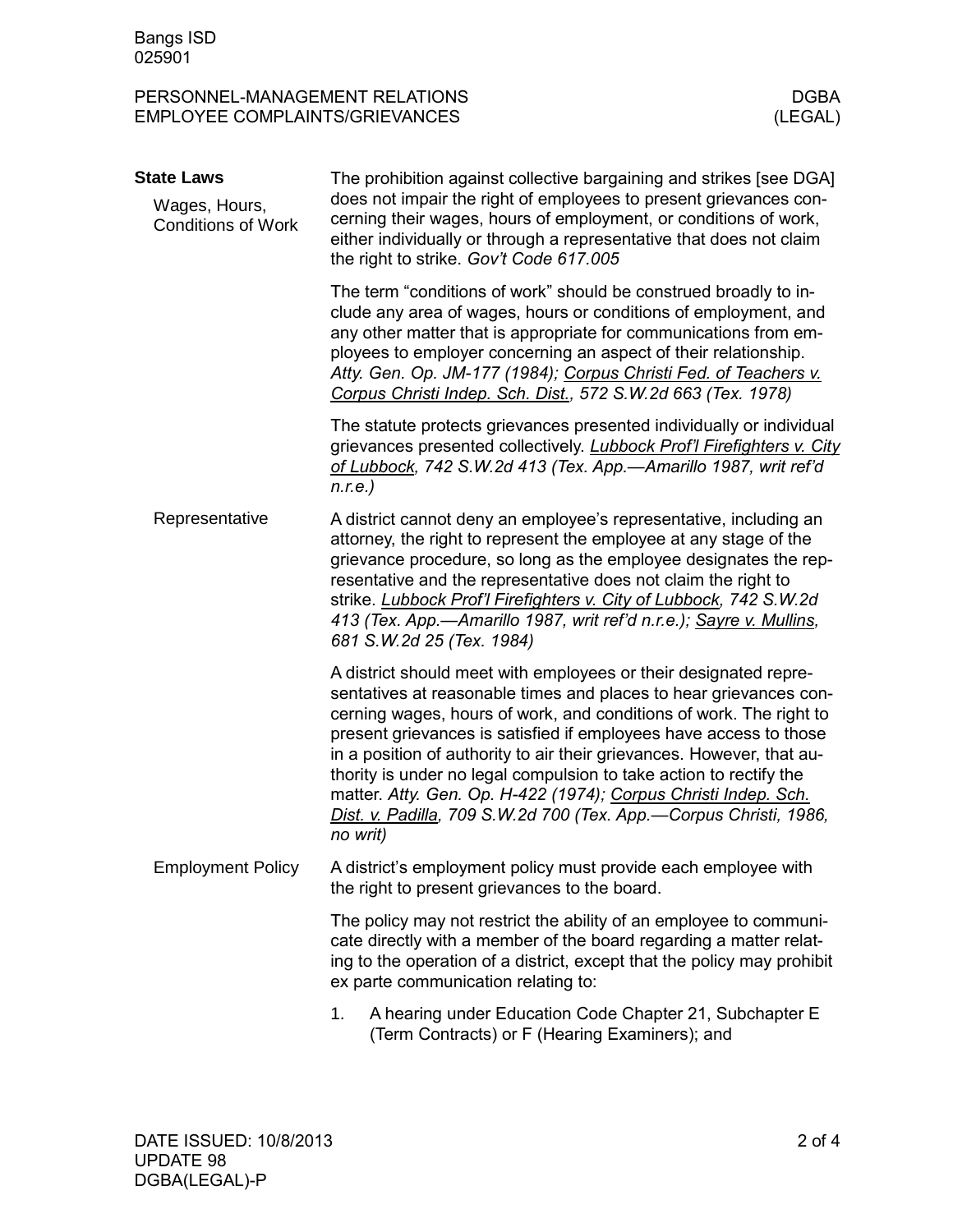## State Laws

### Wages, Hours, Conditions of Work

The prohibition against collective bargaining and strikes [see DGA] does not impair the right of employees to present grievances concerning their wages, hours of employment, or conditions of work, either individually or through a representative that does not claim the right to strike. *Gov't Code 617.005*

The term "conditions of work" should be construed broadly to include any area of wages, hours or conditions of employment, and any other matter that is appropriate for communications from employees to employer concerning an aspect of their relationship. *Atty. Gen. Op. JM-177 (1984); Corpus Christi Fed. of Teachers v. Corpus Christi Indep. Sch. Dist., 572 S.W.2d 663 (Tex. 1978)*

The statute protects grievances presented individually or individual grievances presented collectively. *Lubbock Prof'l Firefighters v. City of Lubbock, 742 S.W.2d 413 (Tex. App.—Amarillo 1987, writ ref'd n.r.e.)*

### Representative

A district cannot deny an employee's representative, including an attorney, the right to represent the employee at any stage of the grievance procedure, so long as the employee designates the representative and the representative does not claim the right to strike. *Lubbock Prof'l Firefighters v. City of Lubbock, 742 S.W.2d 413 (Tex. App.—Amarillo 1987, writ ref'd n.r.e.); Sayre v. Mullins, 681 S.W.2d 25 (Tex. 1984)*

A district should meet with employees or their designated representatives at reasonable times and places to hear grievances concerning wages, hours of work, and conditions of work. The right to present grievances is satisfied if employees have access to those in a position of authority to air their grievances. However, that authority is under no legal compulsion to take action to rectify the matter. *Atty. Gen. Op. H-422 (1974); Corpus Christi Indep. Sch. Dist. v. Padilla, 709 S.W.2d 700 (Tex. App.—Corpus Christi, 1986, no writ)*

### Employment Policy

A district's employment policy must provide each employee with the right to present grievances to the board.

The policy may not restrict the ability of an employee to communicate directly with a member of the board regarding a matter relating to the operation of a district, except that the policy may prohibit ex parte communication relating to:

1. A hearing under Education Code Chapter 21, Subchapter E (Term Contracts) or F (Hearing Examiners); and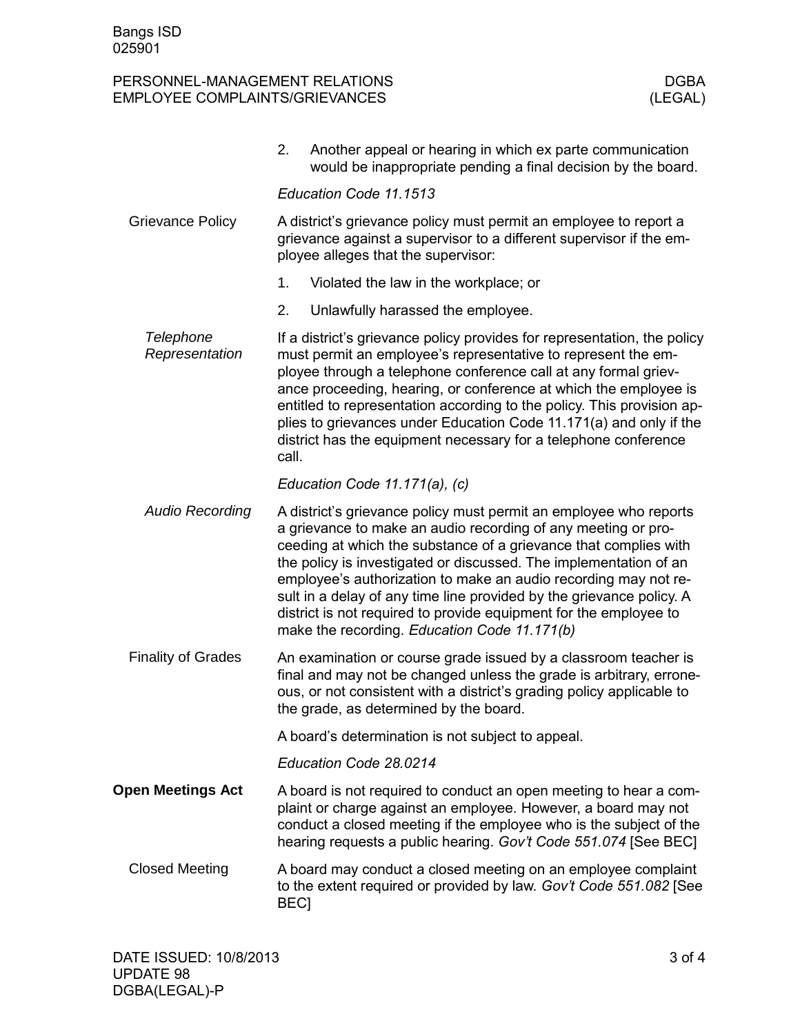2. Another appeal or hearing in which ex parte communication would be inappropriate pending a final decision by the board.

*Education Code 11.1513*

### Grievance Policy

A district's grievance policy must permit an employee to report a grievance against a supervisor to a different supervisor if the employee alleges that the supervisor:

1. Violated the law in the workplace; or
2. Unlawfully harassed the employee.

#### *Telephone Representation*

If a district's grievance policy provides for representation, the policy must permit an employee's representative to represent the employee through a telephone conference call at any formal grievance proceeding, hearing, or conference at which the employee is entitled to representation according to the policy. This provision applies to grievances under Education Code 11.171(a) and only if the district has the equipment necessary for a telephone conference call.

*Education Code 11.171(a), (c)*

#### *Audio Recording*

A district's grievance policy must permit an employee who reports a grievance to make an audio recording of any meeting or proceeding at which the substance of a grievance that complies with the policy is investigated or discussed. The implementation of an employee's authorization to make an audio recording may not result in a delay of any time line provided by the grievance policy. A district is not required to provide equipment for the employee to make the recording. *Education Code 11.171(b)*

### Finality of Grades

An examination or course grade issued by a classroom teacher is final and may not be changed unless the grade is arbitrary, erroneous, or not consistent with a district's grading policy applicable to the grade, as determined by the board.

A board's determination is not subject to appeal.

*Education Code 28.0214*

## **Open Meetings Act**

A board is not required to conduct an open meeting to hear a complaint or charge against an employee. However, a board may not conduct a closed meeting if the employee who is the subject of the hearing requests a public hearing. *Gov't Code 551.074* [See BEC]

### Closed Meeting

A board may conduct a closed meeting on an employee complaint to the extent required or provided by law. *Gov't Code 551.082* [See BEC]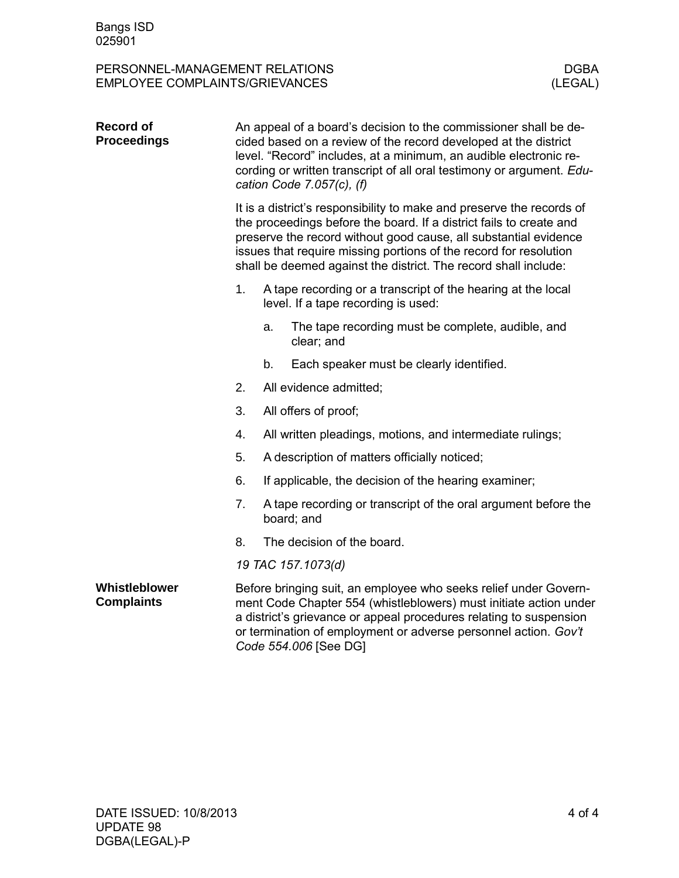### Record of Proceedings

An appeal of a board's decision to the commissioner shall be decided based on a review of the record developed at the district level. "Record" includes, at a minimum, an audible electronic recording or written transcript of all oral testimony or argument. *Education Code 7.057(c), (f)*

It is a district's responsibility to make and preserve the records of the proceedings before the board. If a district fails to create and preserve the record without good cause, all substantial evidence issues that require missing portions of the record for resolution shall be deemed against the district. The record shall include:

1. A tape recording or a transcript of the hearing at the local level. If a tape recording is used:
    a. The tape recording must be complete, audible, and clear; and
    b. Each speaker must be clearly identified.
2. All evidence admitted;
3. All offers of proof;
4. All written pleadings, motions, and intermediate rulings;
5. A description of matters officially noticed;
6. If applicable, the decision of the hearing examiner;
7. A tape recording or transcript of the oral argument before the board; and
8. The decision of the board.

*19 TAC 157.1073(d)*

### Whistleblower Complaints

Before bringing suit, an employee who seeks relief under Government Code Chapter 554 (whistleblowers) must initiate action under a district's grievance or appeal procedures relating to suspension or termination of employment or adverse personnel action. *Gov't Code 554.006* [See DG]